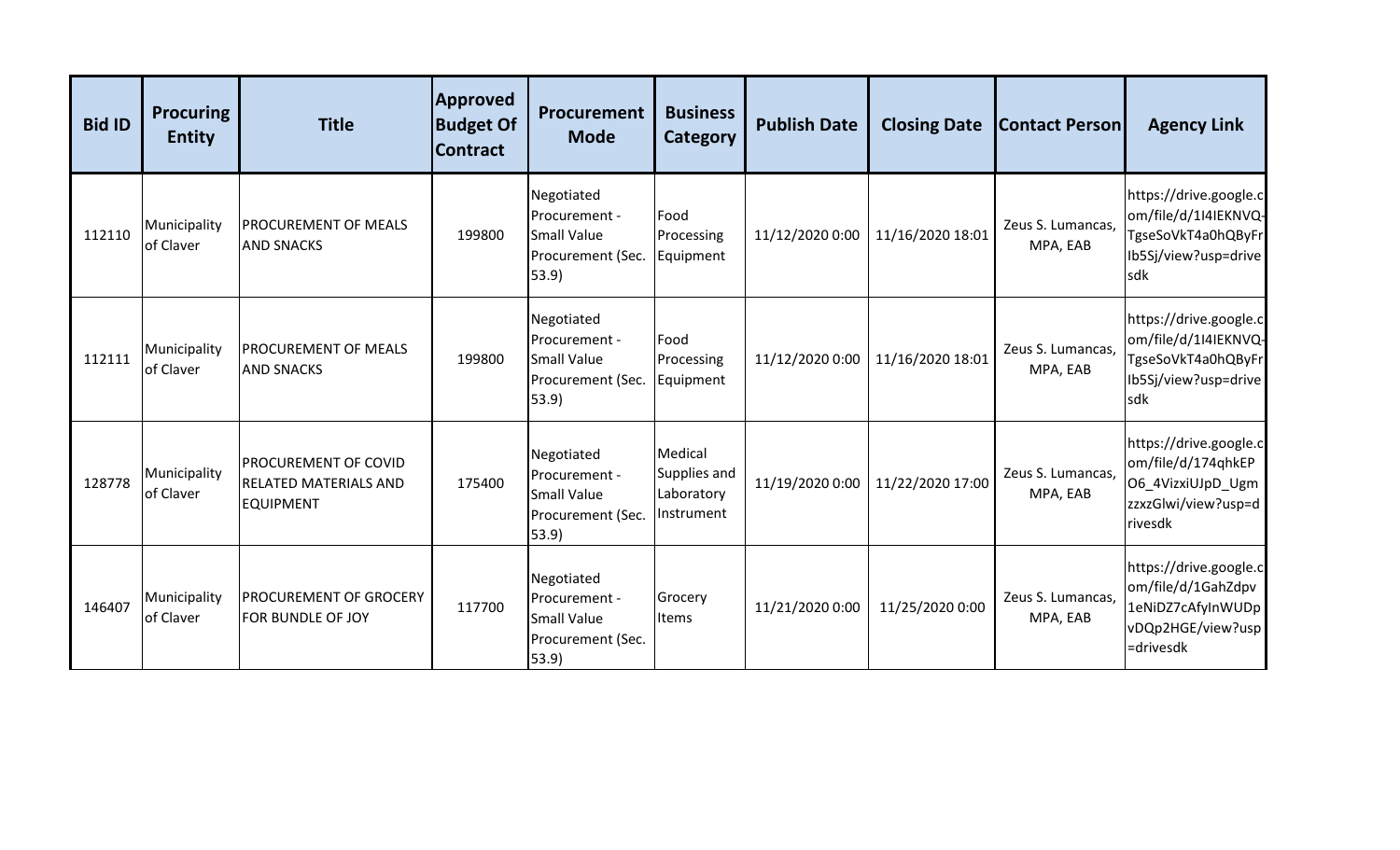| Bid ID | Procuring Entity | Title | Approved Budget Of Contract | Procurement Mode | Business Category | Publish Date | Closing Date | Contact Person | Agency Link |
|---|---|---|---|---|---|---|---|---|---|
| 112110 | Municipality of Claver | PROCUREMENT OF MEALS AND SNACKS | 199800 | Negotiated Procurement - Small Value Procurement (Sec. 53.9) | Food Processing Equipment | 11/12/2020 0:00 | 11/16/2020 18:01 | Zeus S. Lumancas, MPA, EAB | https://drive.google.com/file/d/1I4IEKNVQ-TgseSoVkT4a0hQByFrIb5Sj/view?usp=drivesdk |
| 112111 | Municipality of Claver | PROCUREMENT OF MEALS AND SNACKS | 199800 | Negotiated Procurement - Small Value Procurement (Sec. 53.9) | Food Processing Equipment | 11/12/2020 0:00 | 11/16/2020 18:01 | Zeus S. Lumancas, MPA, EAB | https://drive.google.com/file/d/1I4IEKNVQ-TgseSoVkT4a0hQByFrIb5Sj/view?usp=drivesdk |
| 128778 | Municipality of Claver | PROCUREMENT OF COVID RELATED MATERIALS AND EQUIPMENT | 175400 | Negotiated Procurement - Small Value Procurement (Sec. 53.9) | Medical Supplies and Laboratory Instrument | 11/19/2020 0:00 | 11/22/2020 17:00 | Zeus S. Lumancas, MPA, EAB | https://drive.google.com/file/d/174qhkEPO6_4VizxiUJpD_UgmzzxzGlwi/view?usp=drivesdk |
| 146407 | Municipality of Claver | PROCUREMENT OF GROCERY FOR BUNDLE OF JOY | 117700 | Negotiated Procurement - Small Value Procurement (Sec. 53.9) | Grocery Items | 11/21/2020 0:00 | 11/25/2020 0:00 | Zeus S. Lumancas, MPA, EAB | https://drive.google.com/file/d/1GahZdpv1eNiDZ7cAfyInWUDpvDQp2HGE/view?usp=drivesdk |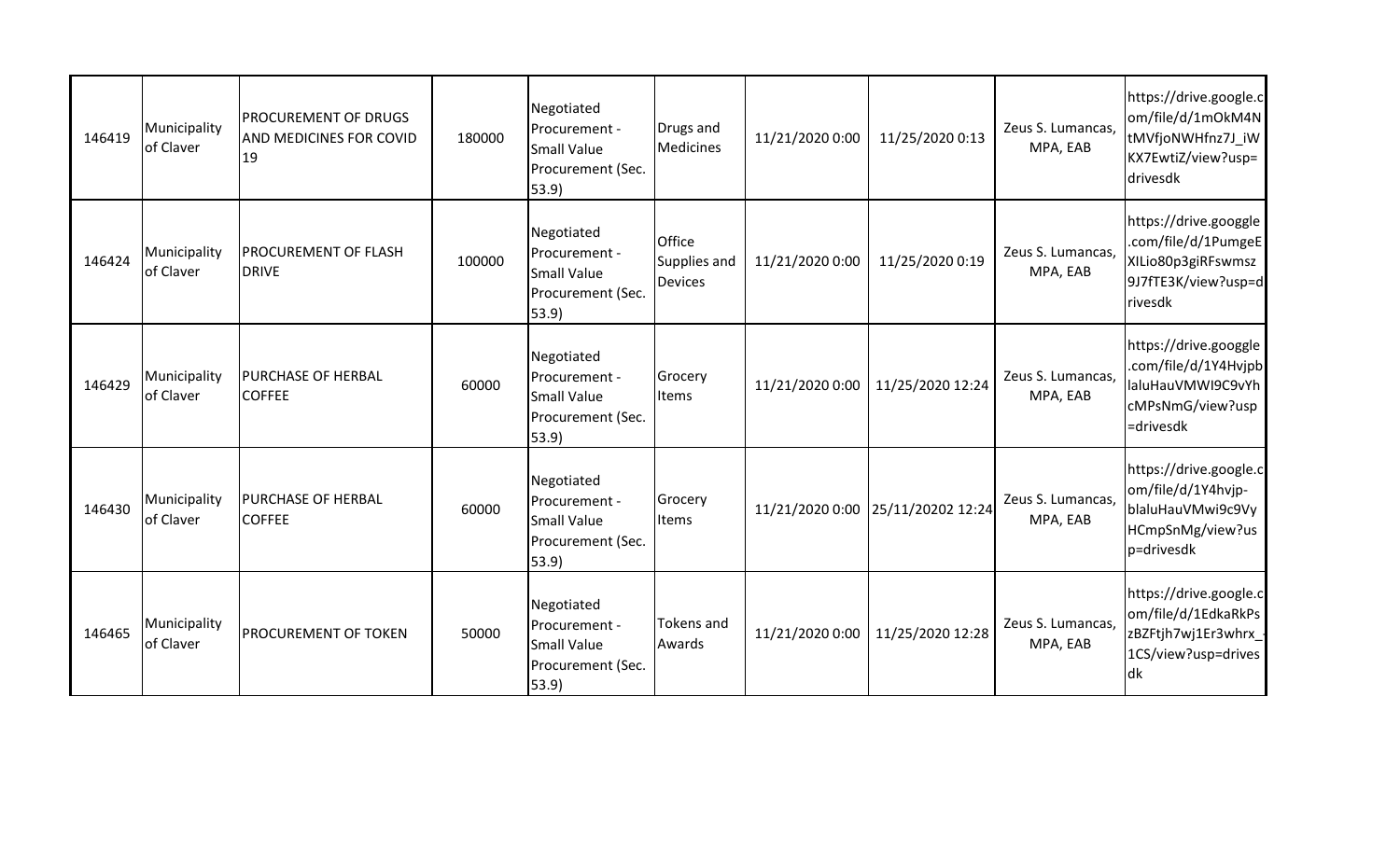| | | | | | | | | | |
|---|---|---|---|---|---|---|---|---|---|
| 146419 | Municipality of Claver | PROCUREMENT OF DRUGS AND MEDICINES FOR COVID 19 | 180000 | Negotiated Procurement - Small Value Procurement (Sec. 53.9) | Drugs and Medicines | 11/21/2020 0:00 | 11/25/2020 0:13 | Zeus S. Lumancas, MPA, EAB | https://drive.google.com/file/d/1mOkM4NtMVfjoNWHfnz7J_iWKX7EwtiZ/view?usp=drivesdk |
| 146424 | Municipality of Claver | PROCUREMENT OF FLASH DRIVE | 100000 | Negotiated Procurement - Small Value Procurement (Sec. 53.9) | Office Supplies and Devices | 11/21/2020 0:00 | 11/25/2020 0:19 | Zeus S. Lumancas, MPA, EAB | https://drive.googgle.com/file/d/1PumgeEXILio80p3giRFswmsz9J7fTE3K/view?usp=drivesdk |
| 146429 | Municipality of Claver | PURCHASE OF HERBAL COFFEE | 60000 | Negotiated Procurement - Small Value Procurement (Sec. 53.9) | Grocery Items | 11/21/2020 0:00 | 11/25/2020 12:24 | Zeus S. Lumancas, MPA, EAB | https://drive.googgle.com/file/d/1Y4HvjpblaluHauVMWI9C9vYhcMPsNmG/view?usp=drivesdk |
| 146430 | Municipality of Claver | PURCHASE OF HERBAL COFFEE | 60000 | Negotiated Procurement - Small Value Procurement (Sec. 53.9) | Grocery Items | 11/21/2020 0:00 | 25/11/20202 12:24 | Zeus S. Lumancas, MPA, EAB | https://drive.google.com/file/d/1Y4hvjp-blaluHauVMwi9c9VyHCmpSnMg/view?usp=drivesdk |
| 146465 | Municipality of Claver | PROCUREMENT OF TOKEN | 50000 | Negotiated Procurement - Small Value Procurement (Sec. 53.9) | Tokens and Awards | 11/21/2020 0:00 | 11/25/2020 12:28 | Zeus S. Lumancas, MPA, EAB | https://drive.google.com/file/d/1EdkaRkPszBZFtjh7wj1Er3whrx_1CS/view?usp=drivesdk |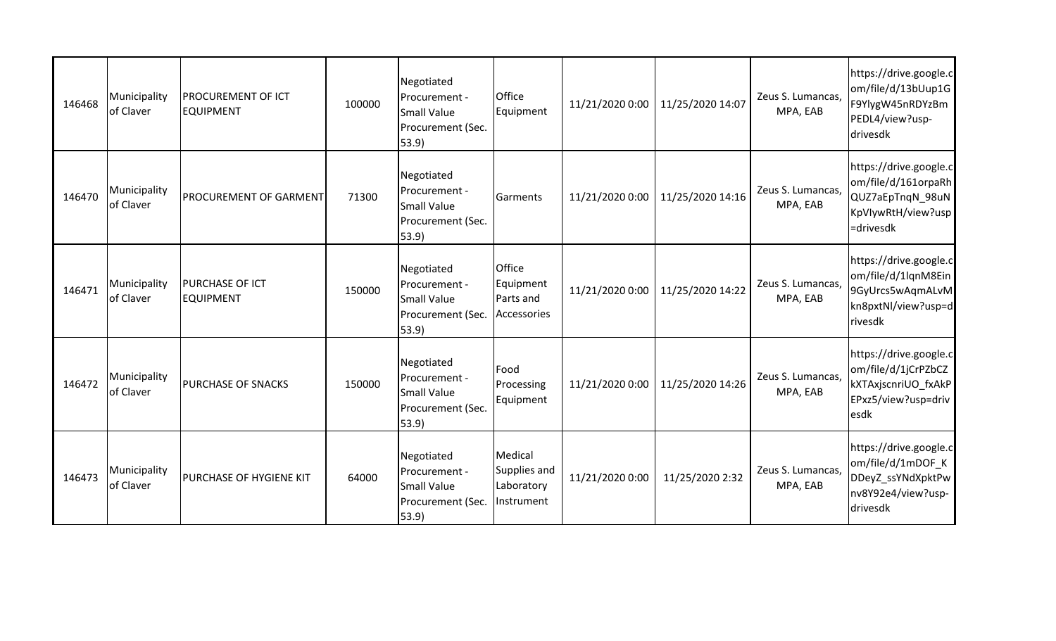| | | | | | | | | | |
|---|---|---|---|---|---|---|---|---|---|
| 146468 | Municipality of Claver | PROCUREMENT OF ICT EQUIPMENT | 100000 | Negotiated Procurement - Small Value Procurement (Sec. 53.9) | Office Equipment | 11/21/2020 0:00 | 11/25/2020 14:07 | Zeus S. Lumancas, MPA, EAB | https://drive.google.com/file/d/13bUup1GF9YlygW45nRDYzBmPEDL4/view?usp=drivesdk |
| 146470 | Municipality of Claver | PROCUREMENT OF GARMENT | 71300 | Negotiated Procurement - Small Value Procurement (Sec. 53.9) | Garments | 11/21/2020 0:00 | 11/25/2020 14:16 | Zeus S. Lumancas, MPA, EAB | https://drive.google.com/file/d/161orpaRhQUZ7aEpTnqN_98uNKpVIywRtH/view?usp=drivesdk |
| 146471 | Municipality of Claver | PURCHASE OF ICT EQUIPMENT | 150000 | Negotiated Procurement - Small Value Procurement (Sec. 53.9) | Office Equipment Parts and Accessories | 11/21/2020 0:00 | 11/25/2020 14:22 | Zeus S. Lumancas, MPA, EAB | https://drive.google.com/file/d/1lqnM8Ein9GyUrcs5wAqmALvMkn8pxtNl/view?usp=drivesdk |
| 146472 | Municipality of Claver | PURCHASE OF SNACKS | 150000 | Negotiated Procurement - Small Value Procurement (Sec. 53.9) | Food Processing Equipment | 11/21/2020 0:00 | 11/25/2020 14:26 | Zeus S. Lumancas, MPA, EAB | https://drive.google.com/file/d/1jCrPZbCZkXTAxjscnriUO_fxAkPEPxz5/view?usp=drivesdk |
| 146473 | Municipality of Claver | PURCHASE OF HYGIENE KIT | 64000 | Negotiated Procurement - Small Value Procurement (Sec. 53.9) | Medical Supplies and Laboratory Instrument | 11/21/2020 0:00 | 11/25/2020 2:32 | Zeus S. Lumancas, MPA, EAB | https://drive.google.com/file/d/1mDOF_KDDeyZ_ssYNdXpktPwnv8Y92e4/view?usp=drivesdk |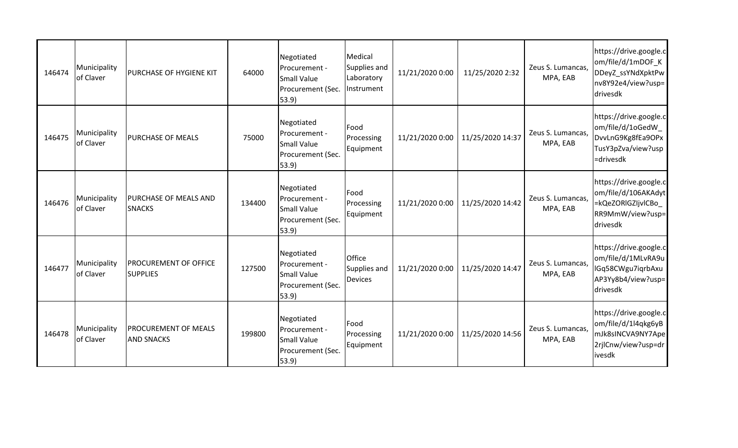| | | | | | | | | | |
|---|---|---|---|---|---|---|---|---|---|
| 146474 | Municipality of Claver | PURCHASE OF HYGIENE KIT | 64000 | Negotiated Procurement - Small Value Procurement (Sec. 53.9) | Medical Supplies and Laboratory Instrument | 11/21/2020 0:00 | 11/25/2020 2:32 | Zeus S. Lumancas, MPA, EAB | https://drive.google.com/file/d/1mDOF_KDDeyZ_ssYNdXpktPwnv8Y92e4/view?usp=drivesdk |
| 146475 | Municipality of Claver | PURCHASE OF MEALS | 75000 | Negotiated Procurement - Small Value Procurement (Sec. 53.9) | Food Processing Equipment | 11/21/2020 0:00 | 11/25/2020 14:37 | Zeus S. Lumancas, MPA, EAB | https://drive.google.com/file/d/1oGedW_DvvLnG9Kg8fEa9OPxTusY3pZva/view?usp=drivesdk |
| 146476 | Municipality of Claver | PURCHASE OF MEALS AND SNACKS | 134400 | Negotiated Procurement - Small Value Procurement (Sec. 53.9) | Food Processing Equipment | 11/21/2020 0:00 | 11/25/2020 14:42 | Zeus S. Lumancas, MPA, EAB | https://drive.google.com/file/d/106AKAdyt=kQeZORlGZIjvlCBo_RR9MmW/view?usp=drivesdk |
| 146477 | Municipality of Claver | PROCUREMENT OF OFFICE SUPPLIES | 127500 | Negotiated Procurement - Small Value Procurement (Sec. 53.9) | Office Supplies and Devices | 11/21/2020 0:00 | 11/25/2020 14:47 | Zeus S. Lumancas, MPA, EAB | https://drive.google.com/file/d/1MLvRA9ulGq58CWgu7iqrbAxuAP3Yy8b4/view?usp=drivesdk |
| 146478 | Municipality of Claver | PROCUREMENT OF MEALS AND SNACKS | 199800 | Negotiated Procurement - Small Value Procurement (Sec. 53.9) | Food Processing Equipment | 11/21/2020 0:00 | 11/25/2020 14:56 | Zeus S. Lumancas, MPA, EAB | https://drive.google.com/file/d/1l4qkg6yBmJk8sINCVA9NY7Ape2rjlCnw/view?usp=drivesdk |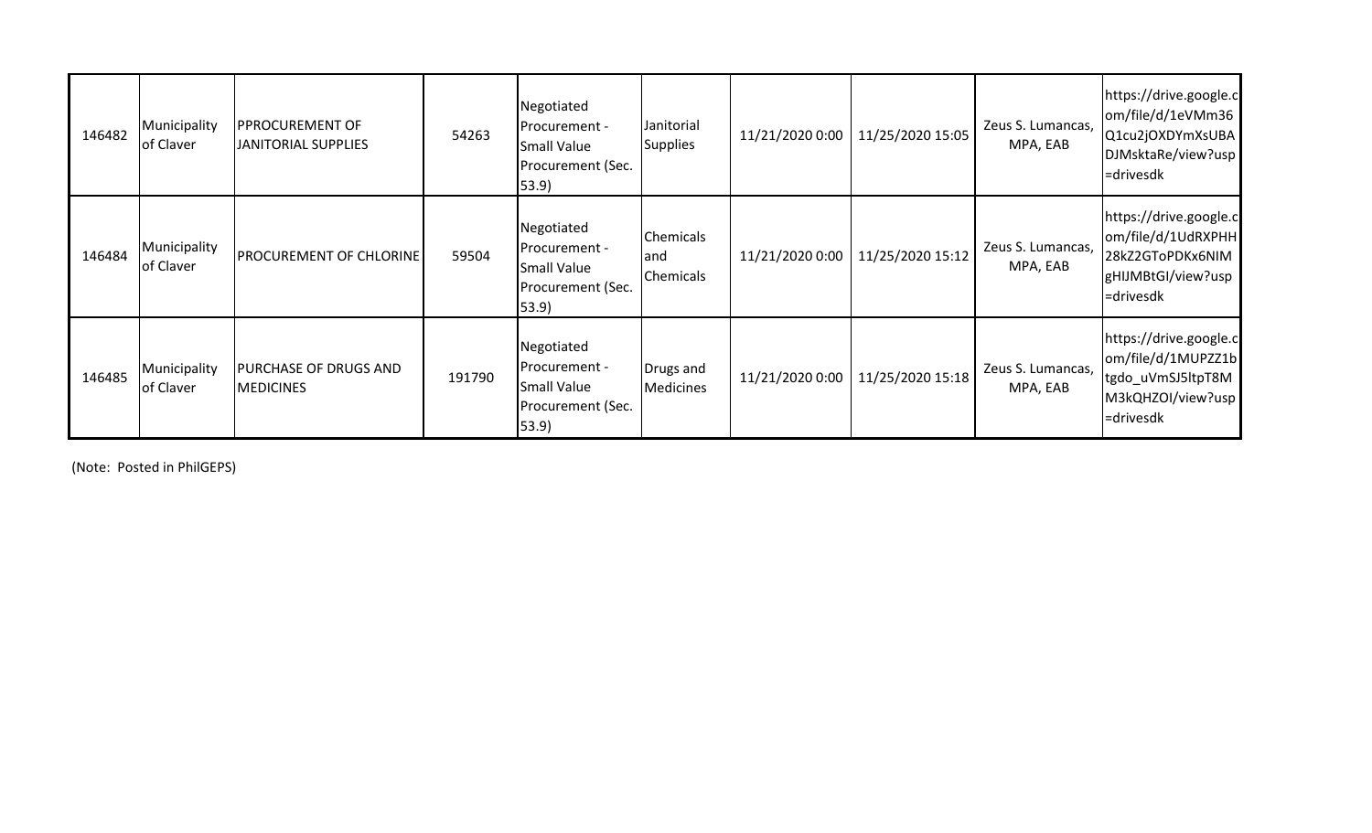| | | | | | | | | | |
|---|---|---|---|---|---|---|---|---|---|
| 146482 | Municipality of Claver | PPROCUREMENT OF JANITORIAL SUPPLIES | 54263 | Negotiated Procurement - Small Value Procurement (Sec. 53.9) | Janitorial Supplies | 11/21/2020 0:00 | 11/25/2020 15:05 | Zeus S. Lumancas, MPA, EAB | https://drive.google.com/file/d/1eVMm36Q1cu2jOXDYmXsUBADJMsktaRe/view?usp=drivesdk |
| 146484 | Municipality of Claver | PROCUREMENT OF CHLORINE | 59504 | Negotiated Procurement - Small Value Procurement (Sec. 53.9) | Chemicals and Chemicals | 11/21/2020 0:00 | 11/25/2020 15:12 | Zeus S. Lumancas, MPA, EAB | https://drive.google.com/file/d/1UdRXPHH28kZ2GToPDKx6NIMgHIJMBtGI/view?usp=drivesdk |
| 146485 | Municipality of Claver | PURCHASE OF DRUGS AND MEDICINES | 191790 | Negotiated Procurement - Small Value Procurement (Sec. 53.9) | Drugs and Medicines | 11/21/2020 0:00 | 11/25/2020 15:18 | Zeus S. Lumancas, MPA, EAB | https://drive.google.com/file/d/1MUPZZ1btgdo_uVmSJ5ltpT8MM3kQHZOI/view?usp=drivesdk |

(Note: Posted in PhilGEPS)